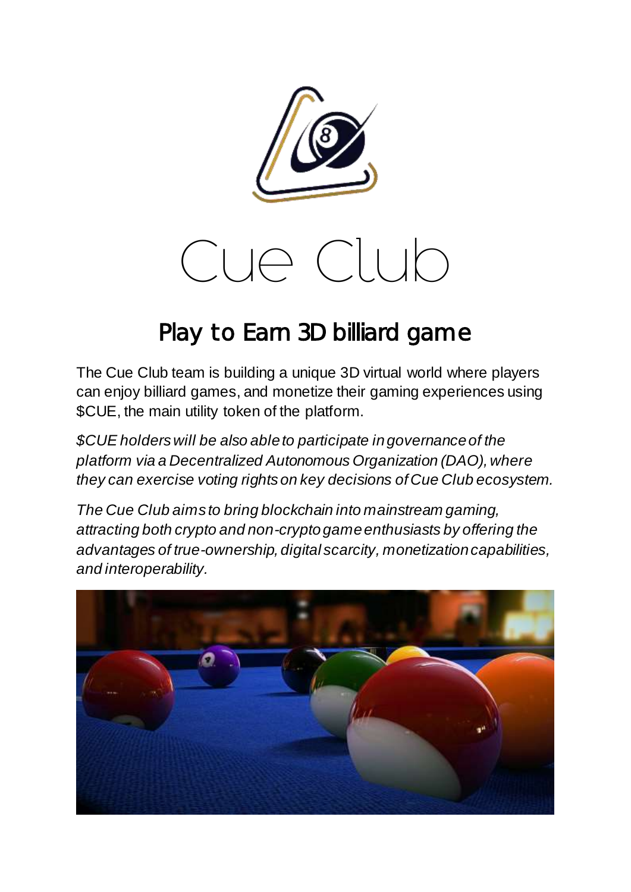# Cue Club

## Play to Earn 3D billiard game

The Cue Club team is building a unique 3D virtual world where players can enjoy billiard games, and monetize their gaming experiences using $CUE, the main utility token of the platform.

*$CUE holders will be also able to participate in governance of the platform via a Decentralized Autonomous Organization (DAO), where they can exercise voting rights on key decisions of Cue Club ecosystem.*

*The Cue Club aims to bring blockchain into mainstream gaming, attracting both crypto and non-crypto game enthusiasts by offering the advantages of true-ownership, digital scarcity, monetization capabilities, and interoperability.*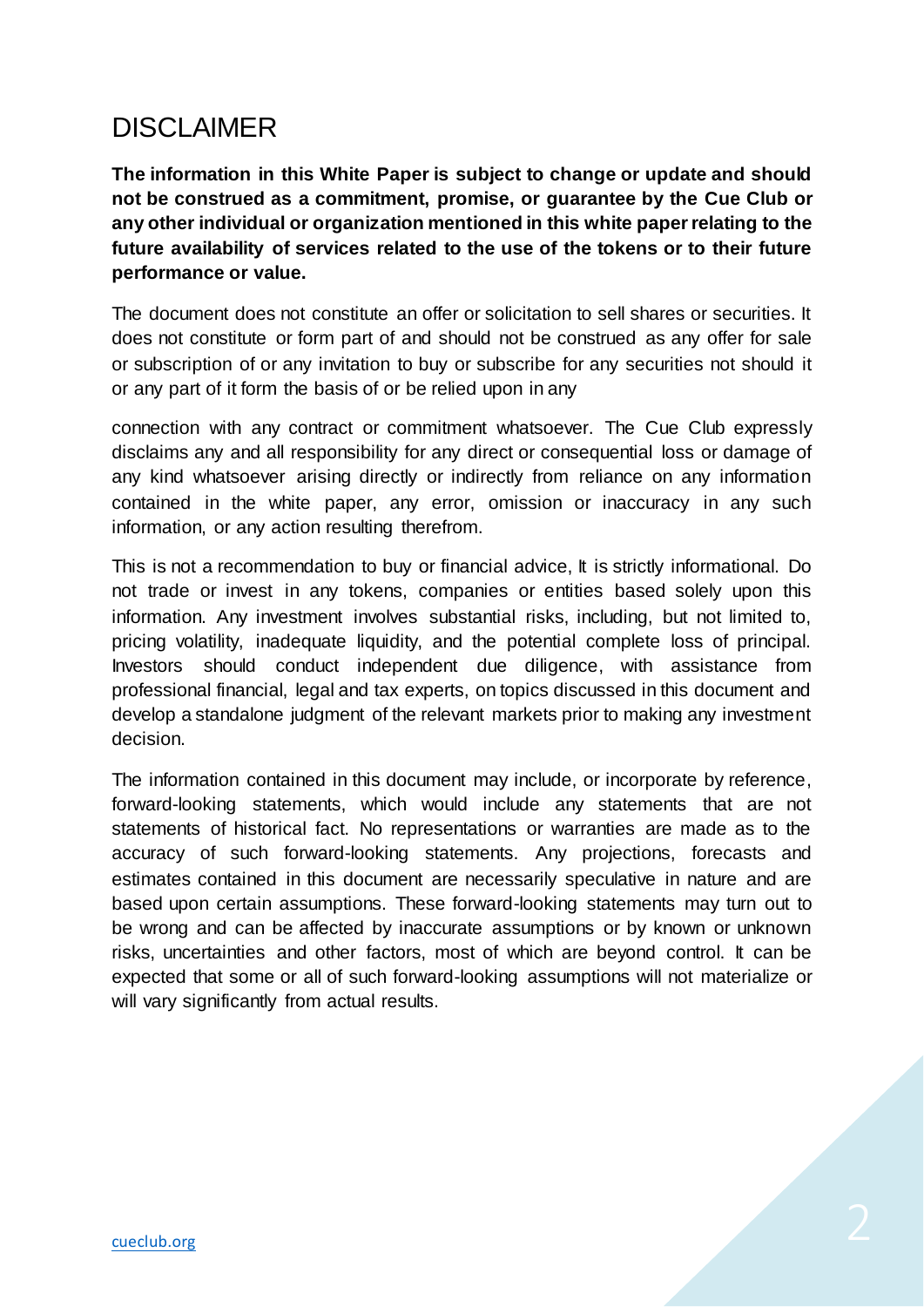# DISCLAIMER

**The information in this White Paper is subject to change or update and should not be construed as a commitment, promise, or guarantee by the Cue Club or any other individual or organization mentioned in this white paper relating to the future availability of services related to the use of the tokens or to their future performance or value.**

The document does not constitute an offer or solicitation to sell shares or securities. It does not constitute or form part of and should not be construed as any offer for sale or subscription of or any invitation to buy or subscribe for any securities not should it or any part of it form the basis of or be relied upon in any

connection with any contract or commitment whatsoever. The Cue Club expressly disclaims any and all responsibility for any direct or consequential loss or damage of any kind whatsoever arising directly or indirectly from reliance on any information contained in the white paper, any error, omission or inaccuracy in any such information, or any action resulting therefrom.

This is not a recommendation to buy or financial advice, It is strictly informational. Do not trade or invest in any tokens, companies or entities based solely upon this information. Any investment involves substantial risks, including, but not limited to, pricing volatility, inadequate liquidity, and the potential complete loss of principal. Investors should conduct independent due diligence, with assistance from professional financial, legal and tax experts, on topics discussed in this document and develop a standalone judgment of the relevant markets prior to making any investment decision.

The information contained in this document may include, or incorporate by reference, forward-looking statements, which would include any statements that are not statements of historical fact. No representations or warranties are made as to the accuracy of such forward-looking statements. Any projections, forecasts and estimates contained in this document are necessarily speculative in nature and are based upon certain assumptions. These forward-looking statements may turn out to be wrong and can be affected by inaccurate assumptions or by known or unknown risks, uncertainties and other factors, most of which are beyond control. It can be expected that some or all of such forward-looking assumptions will not materialize or will vary significantly from actual results.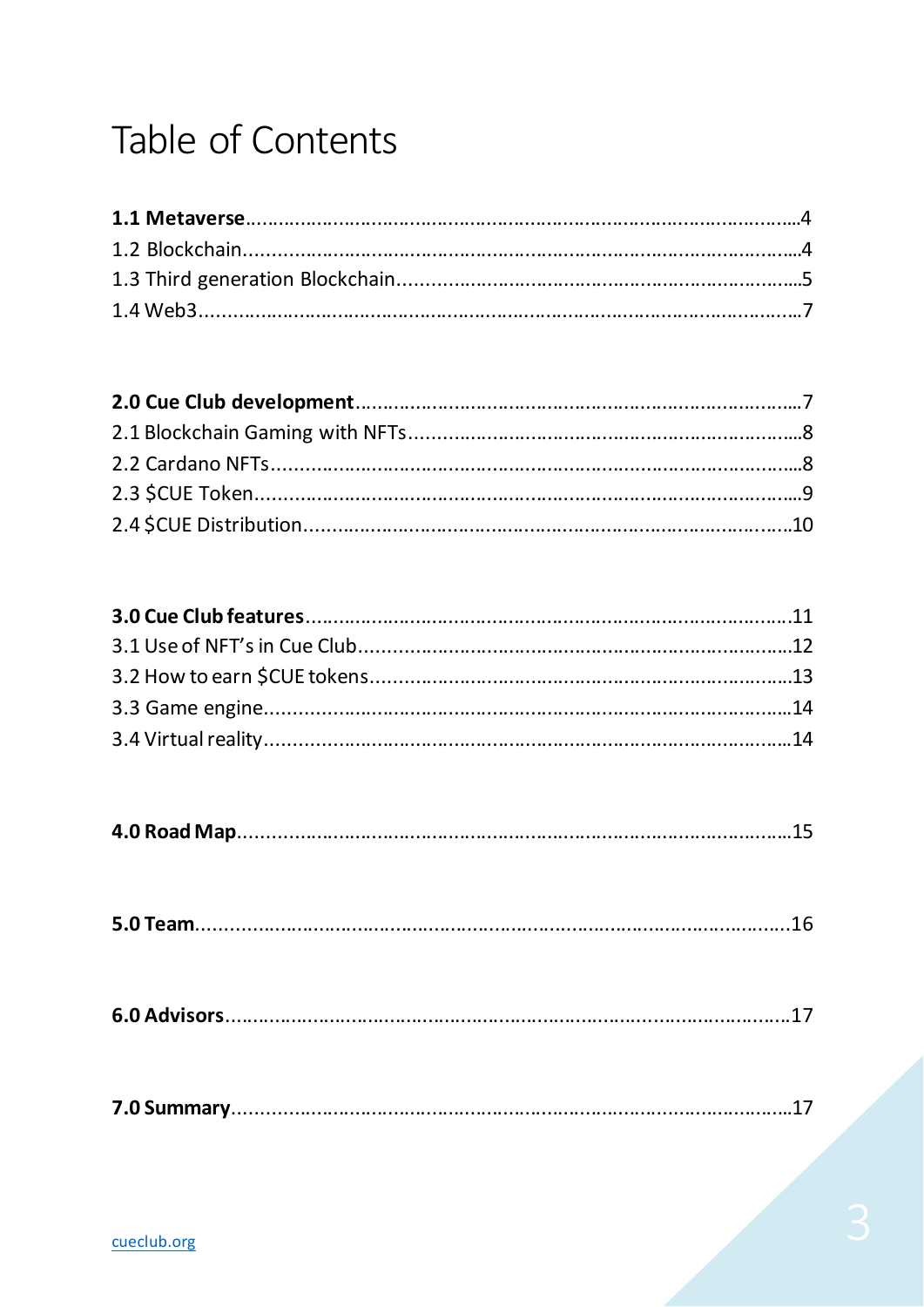# Table of Contents

**1.1 Metaverse**........................................................................................................4
1.2 Blockchain........................................................................................................4
1.3 Third generation Blockchain..........................................................................5
1.4 Web3..................................................................................................................7

**2.0 Cue Club development**...............................................................................7
2.1 Blockchain Gaming with NFTs......................................................................8
2.2 Cardano NFTs...................................................................................................8
2.3 $CUE Token......................................................................................................9
2.4 $CUE Distribution..........................................................................................10

**3.0 Cue Club features**........................................................................................11
3.1 Use of NFT's in Cue Club...............................................................................12
3.2 How to earn $CUE tokens..............................................................................13
3.3 Game engine....................................................................................................14
3.4 Virtual reality...................................................................................................14

**4.0 Road Map**......................................................................................................15

**5.0 Team**..............................................................................................................16

**6.0 Advisors**........................................................................................................17

**7.0 Summary**.......................................................................................................17

cueclub.org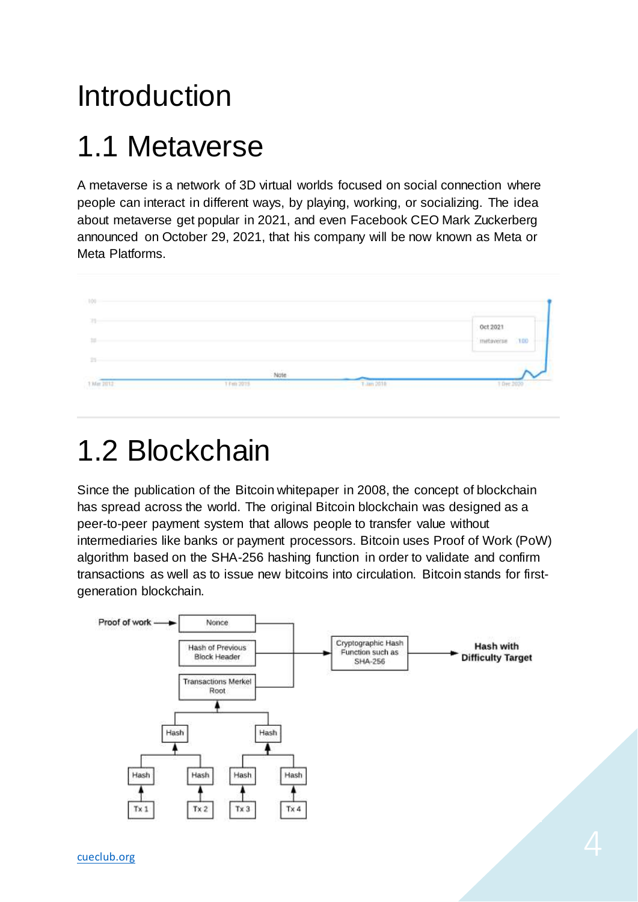# Introduction

## 1.1 Metaverse

A metaverse is a network of 3D virtual worlds focused on social connection where people can interact in different ways, by playing, working, or socializing. The idea about metaverse get popular in 2021, and even Facebook CEO Mark Zuckerberg announced on October 29, 2021, that his company will be now known as Meta or Meta Platforms.

## 1.2 Blockchain

Since the publication of the Bitcoin whitepaper in 2008, the concept of blockchain has spread across the world. The original Bitcoin blockchain was designed as a peer-to-peer payment system that allows people to transfer value without intermediaries like banks or payment processors. Bitcoin uses Proof of Work (PoW) algorithm based on the SHA-256 hashing function in order to validate and confirm transactions as well as to issue new bitcoins into circulation. Bitcoin stands for first-generation blockchain.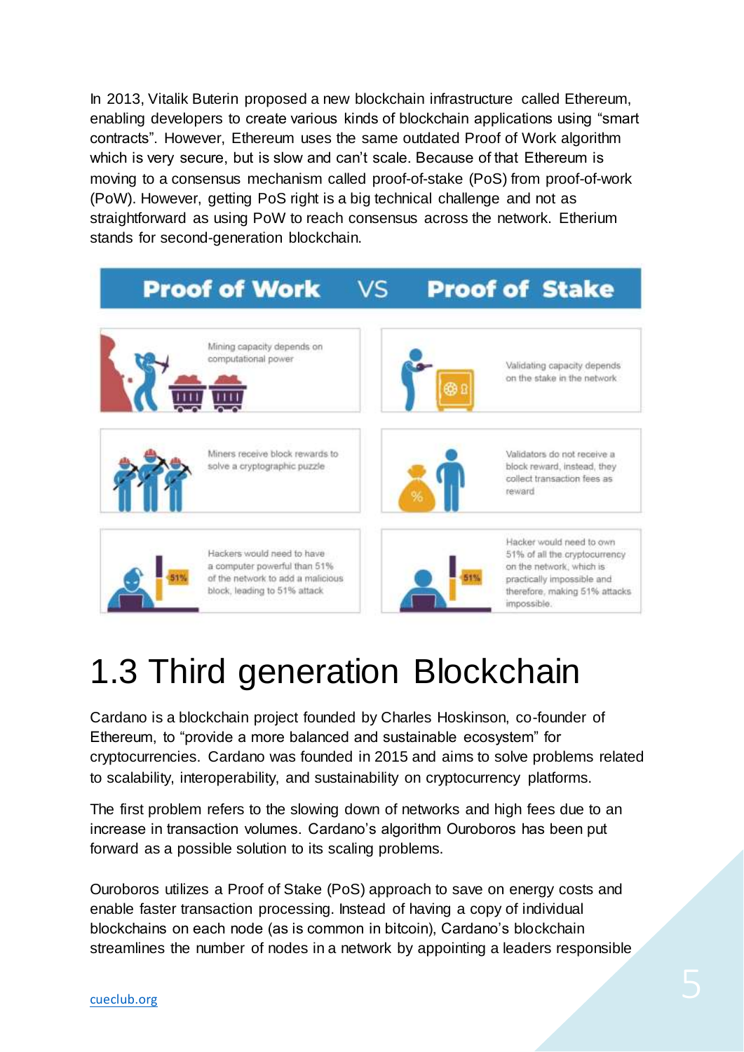In 2013, Vitalik Buterin proposed a new blockchain infrastructure called Ethereum, enabling developers to create various kinds of blockchain applications using "smart contracts". However, Ethereum uses the same outdated Proof of Work algorithm which is very secure, but is slow and can't scale. Because of that Ethereum is moving to a consensus mechanism called proof-of-stake (PoS) from proof-of-work (PoW). However, getting PoS right is a big technical challenge and not as straightforward as using PoW to reach consensus across the network. Etherium stands for second-generation blockchain.

| Proof of Work | Proof of Stake |
| --- | --- |
| Mining capacity depends on computational power | Validating capacity depends on the stake in the network |
| Miners receive block rewards to solve a cryptographic puzzle | Validators do not receive a block reward, instead, they collect transaction fees as reward |
| Hackers would need to have a computer powerful than 51% of the network to add a malicious block, leading to 51% attack | Hacker would need to own 51% of all the cryptocurrency on the network, which is practically impossible and therefore, making 51% attacks impossible. |

# 1.3 Third generation Blockchain

Cardano is a blockchain project founded by Charles Hoskinson, co-founder of Ethereum, to "provide a more balanced and sustainable ecosystem" for cryptocurrencies. Cardano was founded in 2015 and aims to solve problems related to scalability, interoperability, and sustainability on cryptocurrency platforms.

The first problem refers to the slowing down of networks and high fees due to an increase in transaction volumes. Cardano's algorithm Ouroboros has been put forward as a possible solution to its scaling problems.

Ouroboros utilizes a Proof of Stake (PoS) approach to save on energy costs and enable faster transaction processing. Instead of having a copy of individual blockchains on each node (as is common in bitcoin), Cardano's blockchain streamlines the number of nodes in a network by appointing a leaders responsible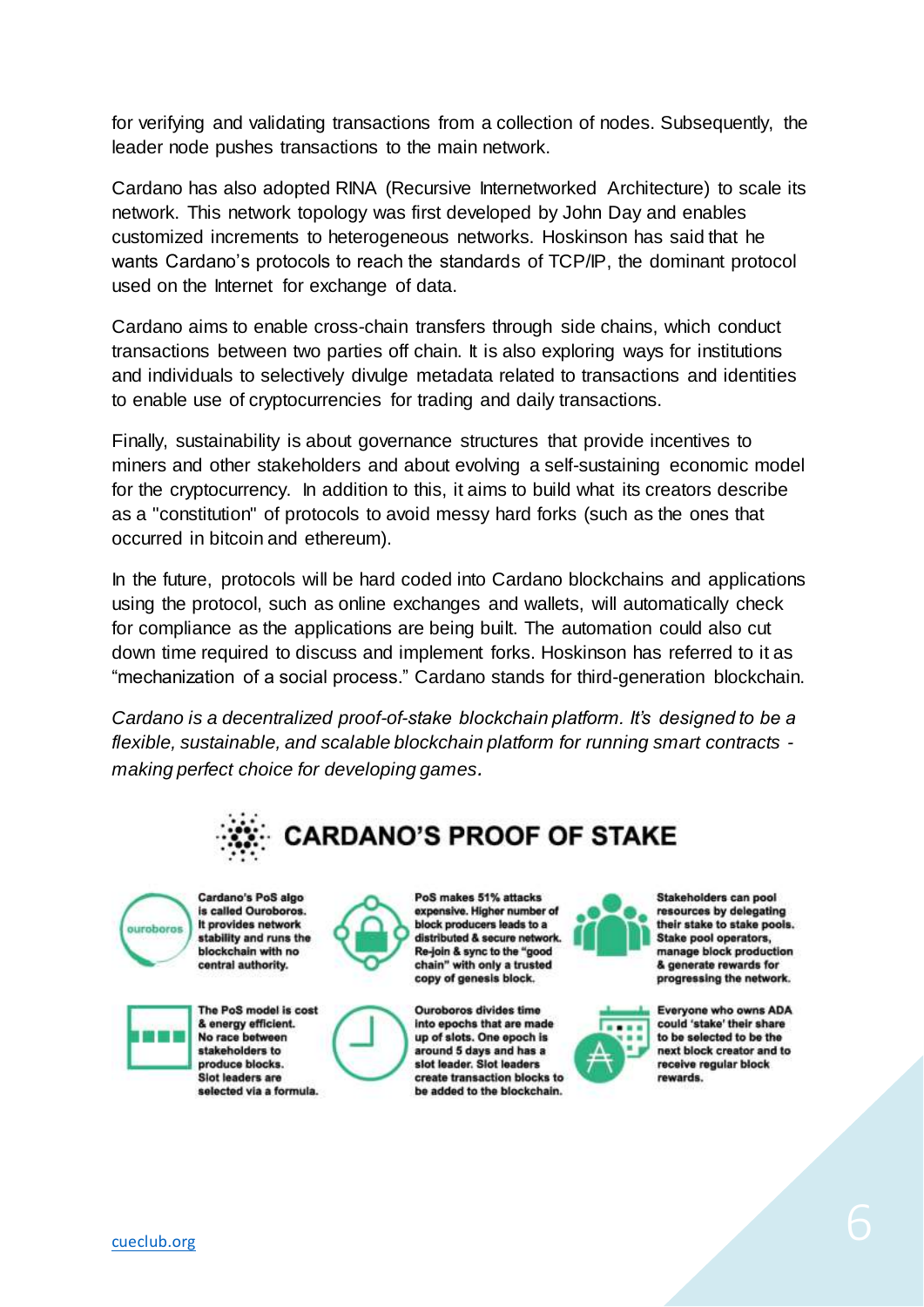for verifying and validating transactions from a collection of nodes. Subsequently, the leader node pushes transactions to the main network.

Cardano has also adopted RINA (Recursive Internetworked Architecture) to scale its network. This network topology was first developed by John Day and enables customized increments to heterogeneous networks. Hoskinson has said that he wants Cardano's protocols to reach the standards of TCP/IP, the dominant protocol used on the Internet for exchange of data.

Cardano aims to enable cross-chain transfers through side chains, which conduct transactions between two parties off chain. It is also exploring ways for institutions and individuals to selectively divulge metadata related to transactions and identities to enable use of cryptocurrencies for trading and daily transactions.

Finally, sustainability is about governance structures that provide incentives to miners and other stakeholders and about evolving a self-sustaining economic model for the cryptocurrency. In addition to this, it aims to build what its creators describe as a "constitution" of protocols to avoid messy hard forks (such as the ones that occurred in bitcoin and ethereum).

In the future, protocols will be hard coded into Cardano blockchains and applications using the protocol, such as online exchanges and wallets, will automatically check for compliance as the applications are being built. The automation could also cut down time required to discuss and implement forks. Hoskinson has referred to it as "mechanization of a social process." Cardano stands for third-generation blockchain.

*Cardano is a decentralized proof-of-stake blockchain platform. It's designed to be a flexible, sustainable, and scalable blockchain platform for running smart contracts - making perfect choice for developing games.*

## CARDANO'S PROOF OF STAKE

**Cardano's PoS algo is called Ouroboros. It provides network stability and runs the blockchain with no central authority.**

**PoS makes 51% attacks expensive. Higher number of block producers leads to a distributed & secure network. Re-join & sync to the "good chain" with only a trusted copy of genesis block.**

**Stakeholders can pool resources by delegating their stake to stake pools. Stake pool operators, manage block production & generate rewards for progressing the network.**

**The PoS model is cost & energy efficient. No race between stakeholders to produce blocks. Slot leaders are selected via a formula.**

**Ouroboros divides time into epochs that are made up of slots. One epoch is around 5 days and has a slot leader. Slot leaders create transaction blocks to be added to the blockchain.**

**Everyone who owns ADA could 'stake' their share to be selected to be the next block creator and to receive regular block rewards.**

cueclub.org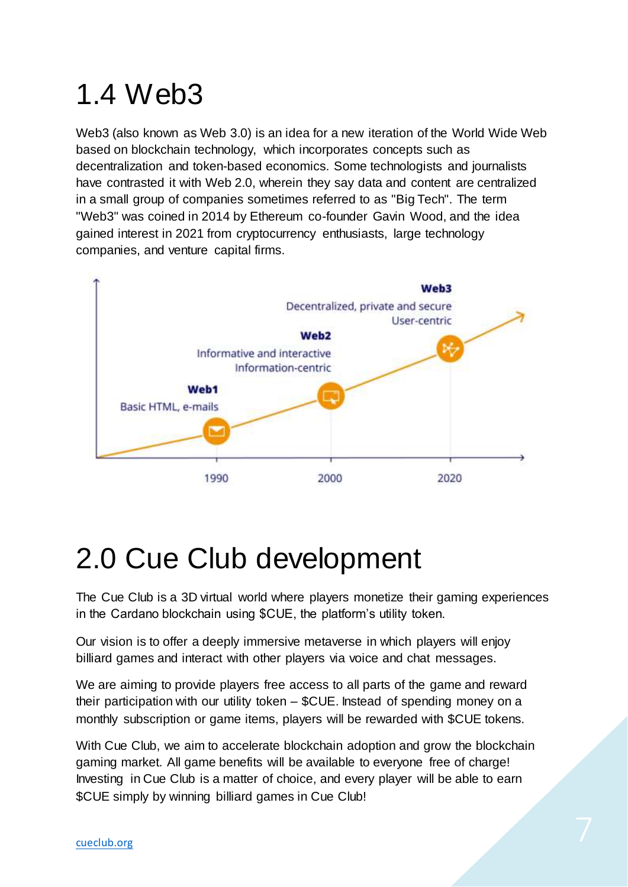# 1.4 Web3

Web3 (also known as Web 3.0) is an idea for a new iteration of the World Wide Web based on blockchain technology, which incorporates concepts such as decentralization and token-based economics. Some technologists and journalists have contrasted it with Web 2.0, wherein they say data and content are centralized in a small group of companies sometimes referred to as "Big Tech". The term "Web3" was coined in 2014 by Ethereum co-founder Gavin Wood, and the idea gained interest in 2021 from cryptocurrency enthusiasts, large technology companies, and venture capital firms.

# 2.0 Cue Club development

The Cue Club is a 3D virtual world where players monetize their gaming experiences in the Cardano blockchain using $CUE, the platform's utility token.

Our vision is to offer a deeply immersive metaverse in which players will enjoy billiard games and interact with other players via voice and chat messages.

We are aiming to provide players free access to all parts of the game and reward their participation with our utility token – $CUE. Instead of spending money on a monthly subscription or game items, players will be rewarded with $CUE tokens.

With Cue Club, we aim to accelerate blockchain adoption and grow the blockchain gaming market. All game benefits will be available to everyone free of charge! Investing in Cue Club is a matter of choice, and every player will be able to earn $CUE simply by winning billiard games in Cue Club!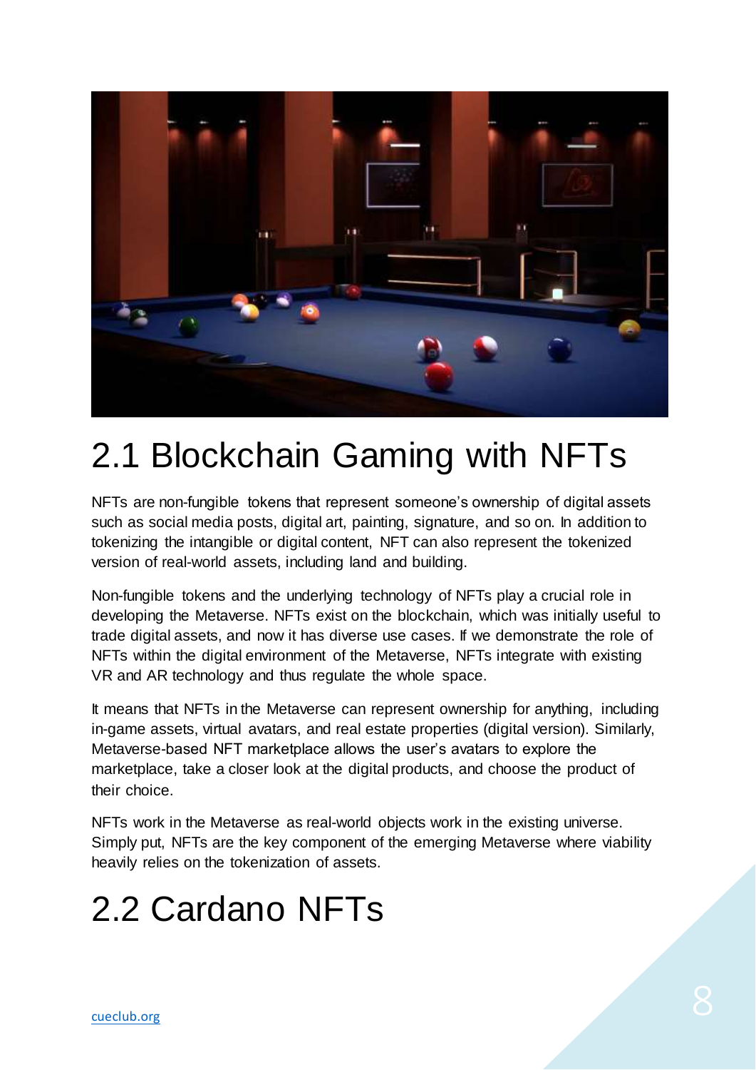## 2.1 Blockchain Gaming with NFTs

NFTs are non-fungible tokens that represent someone's ownership of digital assets such as social media posts, digital art, painting, signature, and so on. In addition to tokenizing the intangible or digital content, NFT can also represent the tokenized version of real-world assets, including land and building.

Non-fungible tokens and the underlying technology of NFTs play a crucial role in developing the Metaverse. NFTs exist on the blockchain, which was initially useful to trade digital assets, and now it has diverse use cases. If we demonstrate the role of NFTs within the digital environment of the Metaverse, NFTs integrate with existing VR and AR technology and thus regulate the whole space.

It means that NFTs in the Metaverse can represent ownership for anything, including in-game assets, virtual avatars, and real estate properties (digital version). Similarly, Metaverse-based NFT marketplace allows the user's avatars to explore the marketplace, take a closer look at the digital products, and choose the product of their choice.

NFTs work in the Metaverse as real-world objects work in the existing universe. Simply put, NFTs are the key component of the emerging Metaverse where viability heavily relies on the tokenization of assets.

## 2.2 Cardano NFTs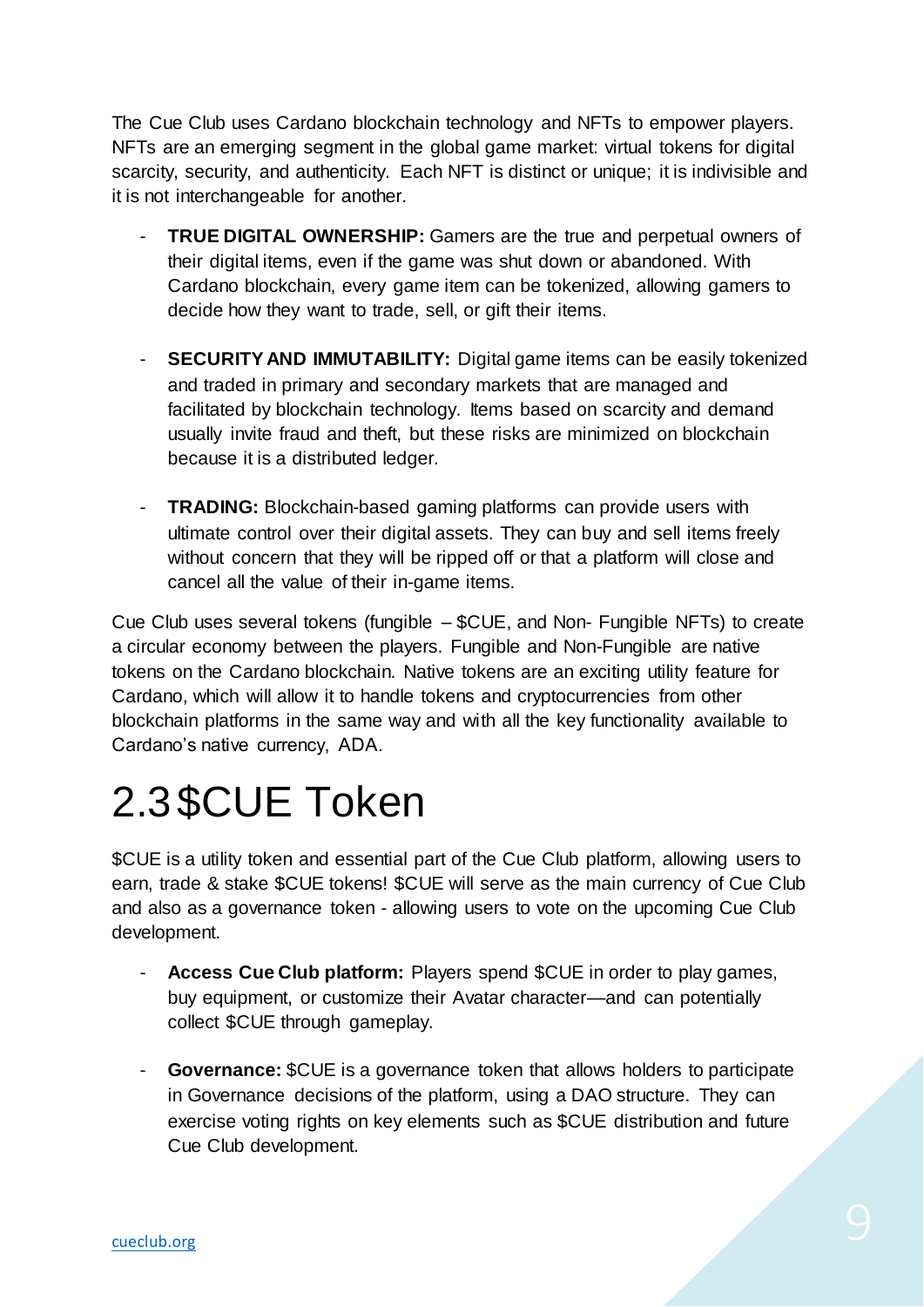The Cue Club uses Cardano blockchain technology and NFTs to empower players. NFTs are an emerging segment in the global game market: virtual tokens for digital scarcity, security, and authenticity. Each NFT is distinct or unique; it is indivisible and it is not interchangeable for another.

- **TRUE DIGITAL OWNERSHIP:** Gamers are the true and perpetual owners of their digital items, even if the game was shut down or abandoned. With Cardano blockchain, every game item can be tokenized, allowing gamers to decide how they want to trade, sell, or gift their items.

- **SECURITY AND IMMUTABILITY:** Digital game items can be easily tokenized and traded in primary and secondary markets that are managed and facilitated by blockchain technology. Items based on scarcity and demand usually invite fraud and theft, but these risks are minimized on blockchain because it is a distributed ledger.

- **TRADING:** Blockchain-based gaming platforms can provide users with ultimate control over their digital assets. They can buy and sell items freely without concern that they will be ripped off or that a platform will close and cancel all the value of their in-game items.

Cue Club uses several tokens (fungible – $CUE, and Non- Fungible NFTs) to create a circular economy between the players. Fungible and Non-Fungible are native tokens on the Cardano blockchain. Native tokens are an exciting utility feature for Cardano, which will allow it to handle tokens and cryptocurrencies from other blockchain platforms in the same way and with all the key functionality available to Cardano's native currency, ADA.

# 2.3 $CUE Token

$CUE is a utility token and essential part of the Cue Club platform, allowing users to earn, trade & stake $CUE tokens! $CUE will serve as the main currency of Cue Club and also as a governance token - allowing users to vote on the upcoming Cue Club development.

- **Access Cue Club platform:** Players spend $CUE in order to play games, buy equipment, or customize their Avatar character—and can potentially collect $CUE through gameplay.

- **Governance:** $CUE is a governance token that allows holders to participate in Governance decisions of the platform, using a DAO structure. They can exercise voting rights on key elements such as $CUE distribution and future Cue Club development.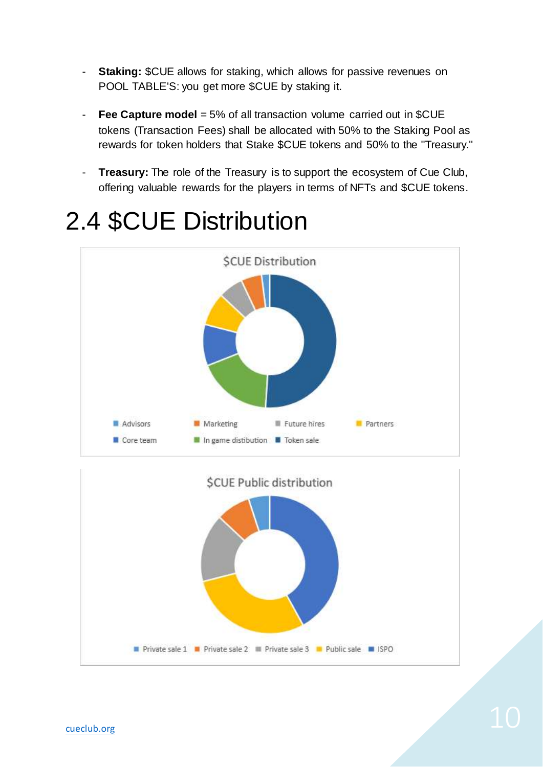- **Staking:** $CUE allows for staking, which allows for passive revenues on POOL TABLE'S: you get more $CUE by staking it.

- **Fee Capture model** = 5% of all transaction volume carried out in $CUE tokens (Transaction Fees) shall be allocated with 50% to the Staking Pool as rewards for token holders that Stake $CUE tokens and 50% to the "Treasury."

- **Treasury:** The role of the Treasury is to support the ecosystem of Cue Club, offering valuable rewards for the players in terms of NFTs and $CUE tokens.

# 2.4 $CUE Distribution

$CUE Distribution

Advisors · Marketing · Future hires · Partners · Core team · In game distibution · Token sale

$CUE Public distribution

Private sale 1 · Private sale 2 · Private sale 3 · Public sale · ISPO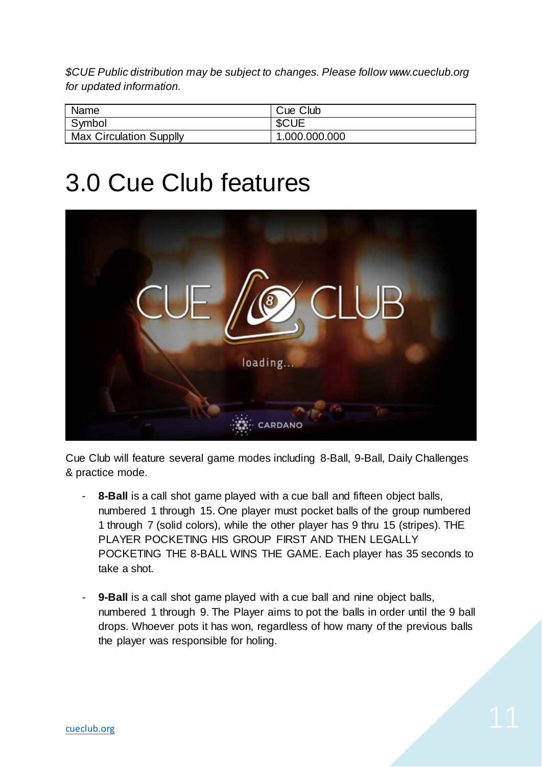*$CUE Public distribution may be subject to changes. Please follow www.cueclub.org for updated information.*

| Name | Cue Club |
|---|---|
| Symbol | $CUE |
| Max Circulation Supplly | 1.000.000.000 |

# 3.0 Cue Club features

Cue Club will feature several game modes including 8-Ball, 9-Ball, Daily Challenges & practice mode.

- **8-Ball** is a call shot game played with a cue ball and fifteen object balls, numbered 1 through 15. One player must pocket balls of the group numbered 1 through 7 (solid colors), while the other player has 9 thru 15 (stripes). THE PLAYER POCKETING HIS GROUP FIRST AND THEN LEGALLY POCKETING THE 8-BALL WINS THE GAME. Each player has 35 seconds to take a shot.

- **9-Ball** is a call shot game played with a cue ball and nine object balls, numbered 1 through 9. The Player aims to pot the balls in order until the 9 ball drops. Whoever pots it has won, regardless of how many of the previous balls the player was responsible for holing.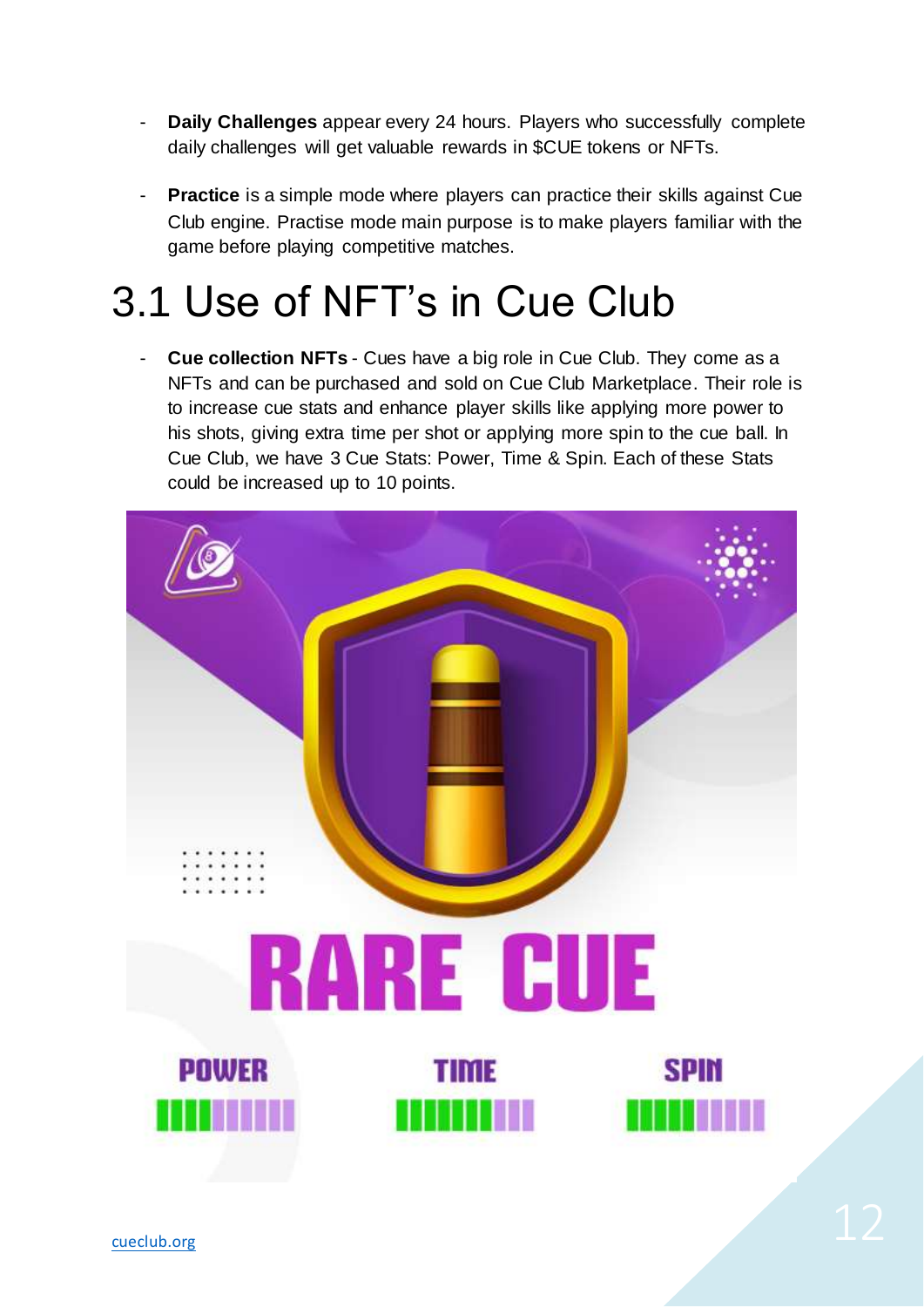- **Daily Challenges** appear every 24 hours. Players who successfully complete daily challenges will get valuable rewards in $CUE tokens or NFTs.

- **Practice** is a simple mode where players can practice their skills against Cue Club engine. Practise mode main purpose is to make players familiar with the game before playing competitive matches.

# 3.1 Use of NFT's in Cue Club

- **Cue collection NFTs** - Cues have a big role in Cue Club. They come as a NFTs and can be purchased and sold on Cue Club Marketplace. Their role is to increase cue stats and enhance player skills like applying more power to his shots, giving extra time per shot or applying more spin to the cue ball. In Cue Club, we have 3 Cue Stats: Power, Time & Spin. Each of these Stats could be increased up to 10 points.

RARE CUE

POWER TIME SPIN

cueclub.org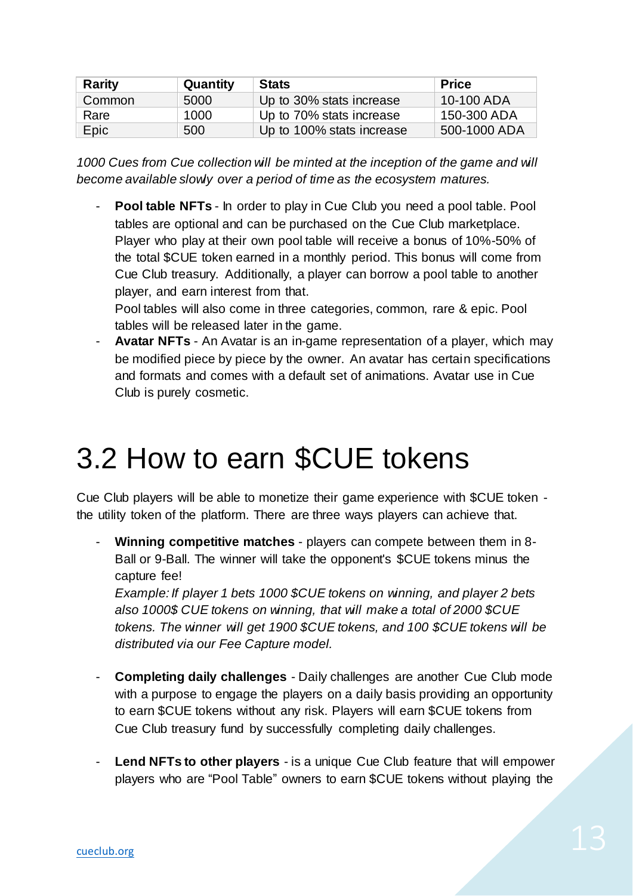| Rarity | Quantity | Stats | Price |
|---|---|---|---|
| Common | 5000 | Up to 30% stats increase | 10-100 ADA |
| Rare | 1000 | Up to 70% stats increase | 150-300 ADA |
| Epic | 500 | Up to 100% stats increase | 500-1000 ADA |

*1000 Cues from Cue collection will be minted at the inception of the game and will become available slowly over a period of time as the ecosystem matures.*

- **Pool table NFTs** - In order to play in Cue Club you need a pool table. Pool tables are optional and can be purchased on the Cue Club marketplace. Player who play at their own pool table will receive a bonus of 10%-50% of the total $CUE token earned in a monthly period. This bonus will come from Cue Club treasury. Additionally, a player can borrow a pool table to another player, and earn interest from that.
  Pool tables will also come in three categories, common, rare & epic. Pool tables will be released later in the game.
- **Avatar NFTs** - An Avatar is an in-game representation of a player, which may be modified piece by piece by the owner. An avatar has certain specifications and formats and comes with a default set of animations. Avatar use in Cue Club is purely cosmetic.

# 3.2 How to earn $CUE tokens

Cue Club players will be able to monetize their game experience with $CUE token - the utility token of the platform. There are three ways players can achieve that.

- **Winning competitive matches** - players can compete between them in 8-Ball or 9-Ball. The winner will take the opponent's $CUE tokens minus the capture fee!
  *Example: If player 1 bets 1000 $CUE tokens on winning, and player 2 bets also 1000$ CUE tokens on winning, that will make a total of 2000 $CUE tokens. The winner will get 1900 $CUE tokens, and 100 $CUE tokens will be distributed via our Fee Capture model.*

- **Completing daily challenges** - Daily challenges are another Cue Club mode with a purpose to engage the players on a daily basis providing an opportunity to earn $CUE tokens without any risk. Players will earn $CUE tokens from Cue Club treasury fund by successfully completing daily challenges.

- **Lend NFTs to other players** - is a unique Cue Club feature that will empower players who are "Pool Table" owners to earn $CUE tokens without playing the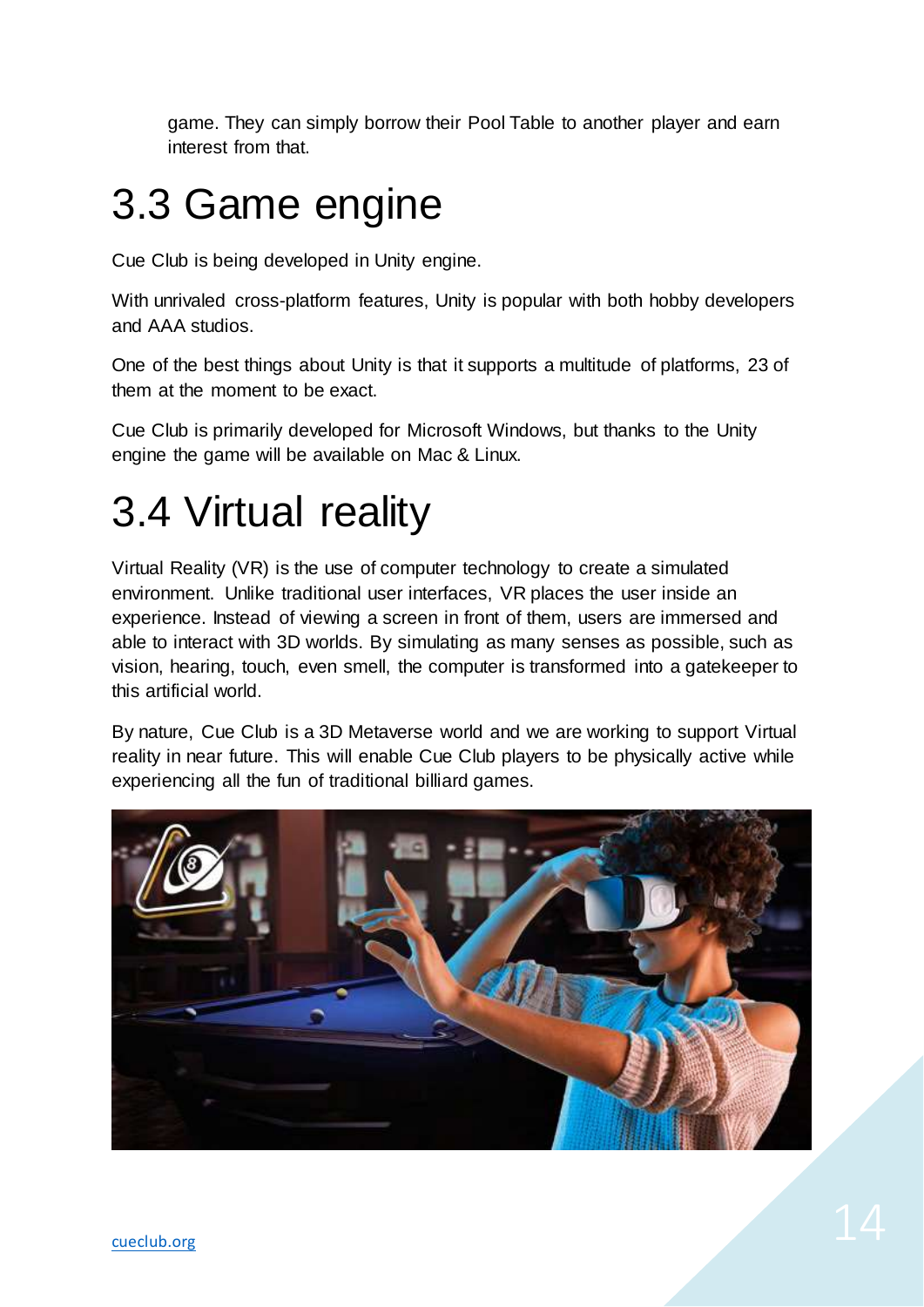game. They can simply borrow their Pool Table to another player and earn interest from that.

# 3.3 Game engine

Cue Club is being developed in Unity engine.

With unrivaled cross-platform features, Unity is popular with both hobby developers and AAA studios.

One of the best things about Unity is that it supports a multitude of platforms, 23 of them at the moment to be exact.

Cue Club is primarily developed for Microsoft Windows, but thanks to the Unity engine the game will be available on Mac & Linux.

# 3.4 Virtual reality

Virtual Reality (VR) is the use of computer technology to create a simulated environment. Unlike traditional user interfaces, VR places the user inside an experience. Instead of viewing a screen in front of them, users are immersed and able to interact with 3D worlds. By simulating as many senses as possible, such as vision, hearing, touch, even smell, the computer is transformed into a gatekeeper to this artificial world.

By nature, Cue Club is a 3D Metaverse world and we are working to support Virtual reality in near future. This will enable Cue Club players to be physically active while experiencing all the fun of traditional billiard games.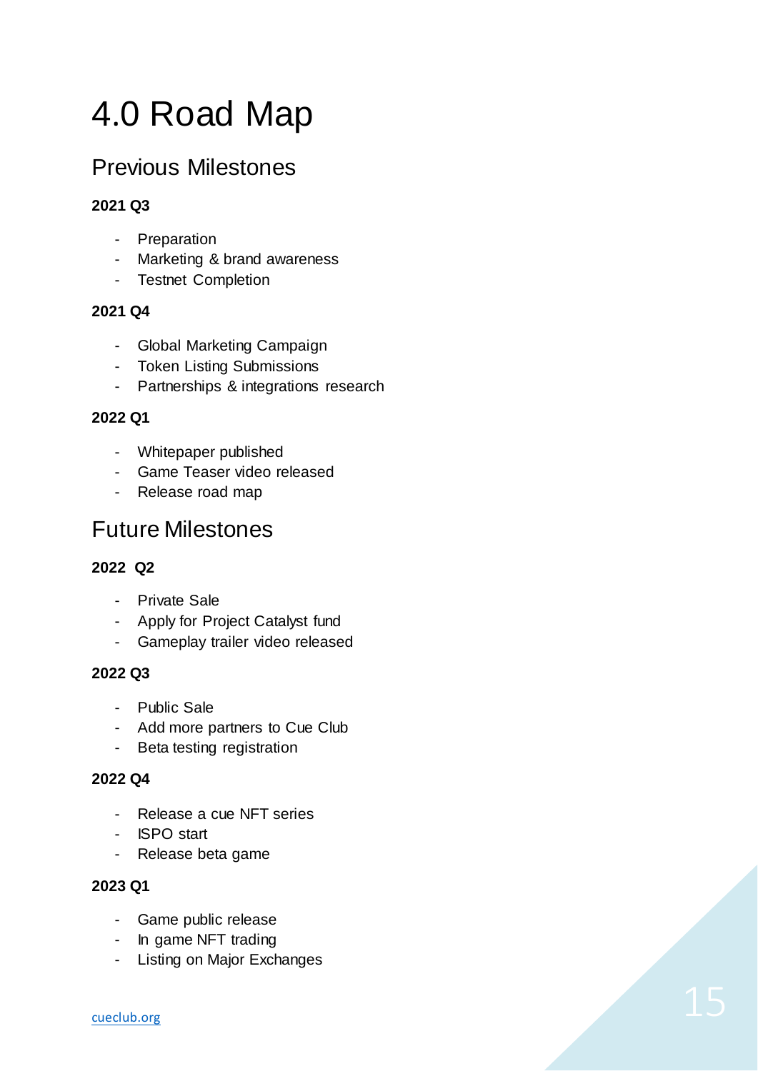# 4.0 Road Map

## Previous Milestones

**2021 Q3**

- Preparation
- Marketing & brand awareness
- Testnet Completion

**2021 Q4**

- Global Marketing Campaign
- Token Listing Submissions
- Partnerships & integrations research

**2022 Q1**

- Whitepaper published
- Game Teaser video released
- Release road map

## Future Milestones

**2022 Q2**

- Private Sale
- Apply for Project Catalyst fund
- Gameplay trailer video released

**2022 Q3**

- Public Sale
- Add more partners to Cue Club
- Beta testing registration

**2022 Q4**

- Release a cue NFT series
- ISPO start
- Release beta game

**2023 Q1**

- Game public release
- In game NFT trading
- Listing on Major Exchanges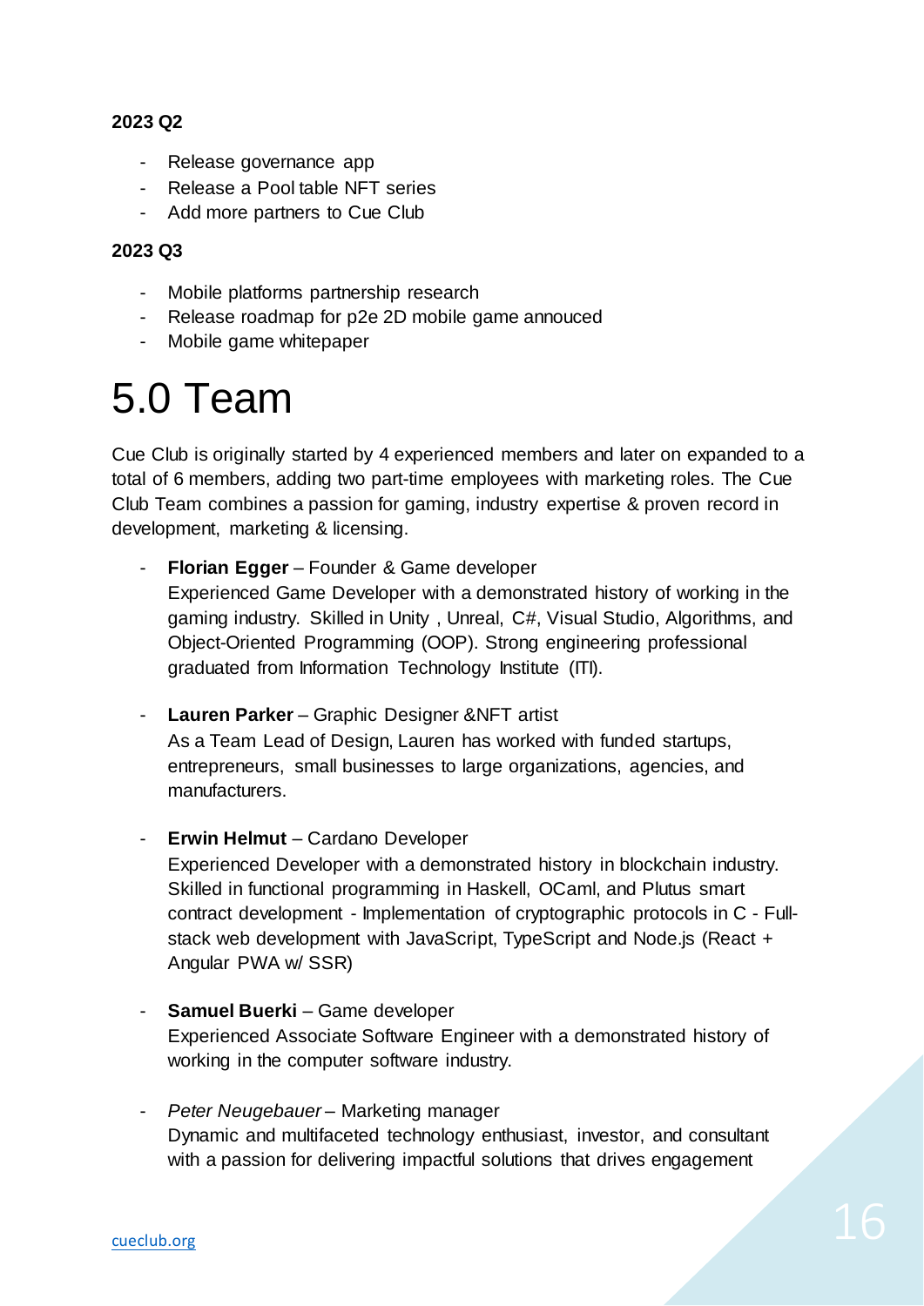**2023 Q2**

- Release governance app
- Release a Pool table NFT series
- Add more partners to Cue Club

**2023 Q3**

- Mobile platforms partnership research
- Release roadmap for p2e 2D mobile game annouced
- Mobile game whitepaper

# 5.0 Team

Cue Club is originally started by 4 experienced members and later on expanded to a total of 6 members, adding two part-time employees with marketing roles. The Cue Club Team combines a passion for gaming, industry expertise & proven record in development, marketing & licensing.

- **Florian Egger** – Founder & Game developer
  Experienced Game Developer with a demonstrated history of working in the gaming industry. Skilled in Unity , Unreal, C#, Visual Studio, Algorithms, and Object-Oriented Programming (OOP). Strong engineering professional graduated from Information Technology Institute (ITI).

- **Lauren Parker** – Graphic Designer &NFT artist
  As a Team Lead of Design, Lauren has worked with funded startups, entrepreneurs, small businesses to large organizations, agencies, and manufacturers.

- **Erwin Helmut** – Cardano Developer
  Experienced Developer with a demonstrated history in blockchain industry. Skilled in functional programming in Haskell, OCaml, and Plutus smart contract development - Implementation of cryptographic protocols in C - Full-stack web development with JavaScript, TypeScript and Node.js (React + Angular PWA w/ SSR)

- **Samuel Buerki** – Game developer
  Experienced Associate Software Engineer with a demonstrated history of working in the computer software industry.

- *Peter Neugebauer* – Marketing manager
  Dynamic and multifaceted technology enthusiast, investor, and consultant with a passion for delivering impactful solutions that drives engagement

cueclub.org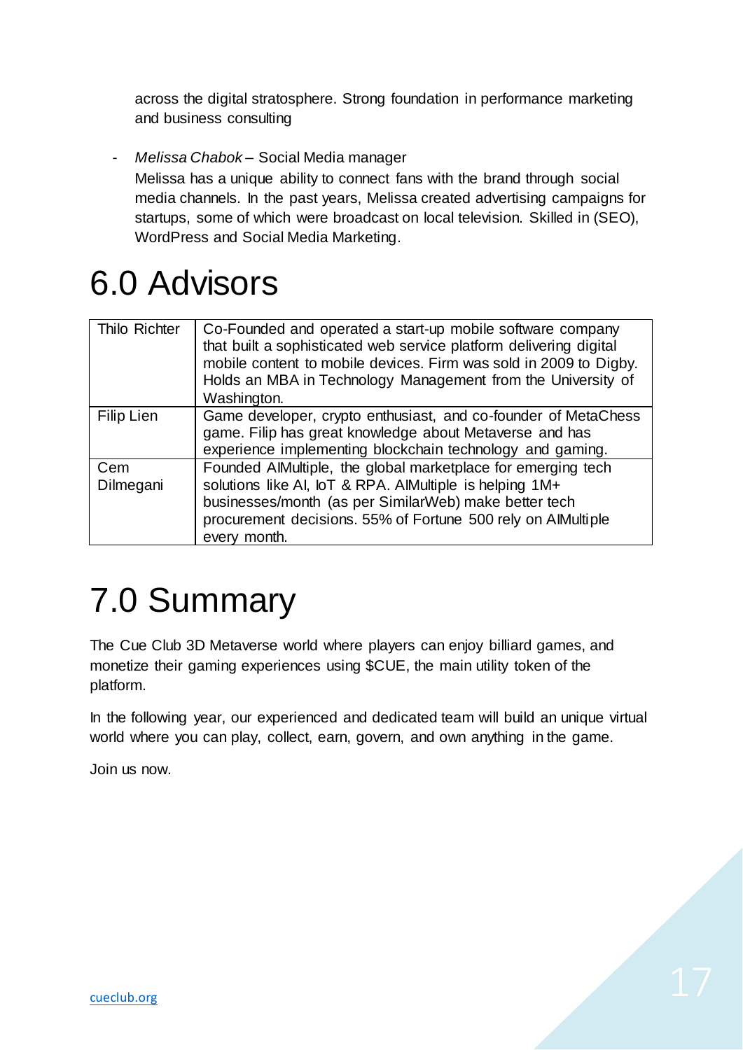across the digital stratosphere. Strong foundation in performance marketing and business consulting

- *Melissa Chabok* – Social Media manager
  Melissa has a unique ability to connect fans with the brand through social media channels. In the past years, Melissa created advertising campaigns for startups, some of which were broadcast on local television. Skilled in (SEO), WordPress and Social Media Marketing.

# 6.0 Advisors

| | |
|---|---|
| Thilo Richter | Co-Founded and operated a start-up mobile software company that built a sophisticated web service platform delivering digital mobile content to mobile devices. Firm was sold in 2009 to Digby. Holds an MBA in Technology Management from the University of Washington. |
| Filip Lien | Game developer, crypto enthusiast, and co-founder of MetaChess game. Filip has great knowledge about Metaverse and has experience implementing blockchain technology and gaming. |
| Cem Dilmegani | Founded AIMultiple, the global marketplace for emerging tech solutions like AI, IoT & RPA. AIMultiple is helping 1M+ businesses/month (as per SimilarWeb) make better tech procurement decisions. 55% of Fortune 500 rely on AIMultiple every month. |

# 7.0 Summary

The Cue Club 3D Metaverse world where players can enjoy billiard games, and monetize their gaming experiences using $CUE, the main utility token of the platform.

In the following year, our experienced and dedicated team will build an unique virtual world where you can play, collect, earn, govern, and own anything in the game.

Join us now.

cueclub.org